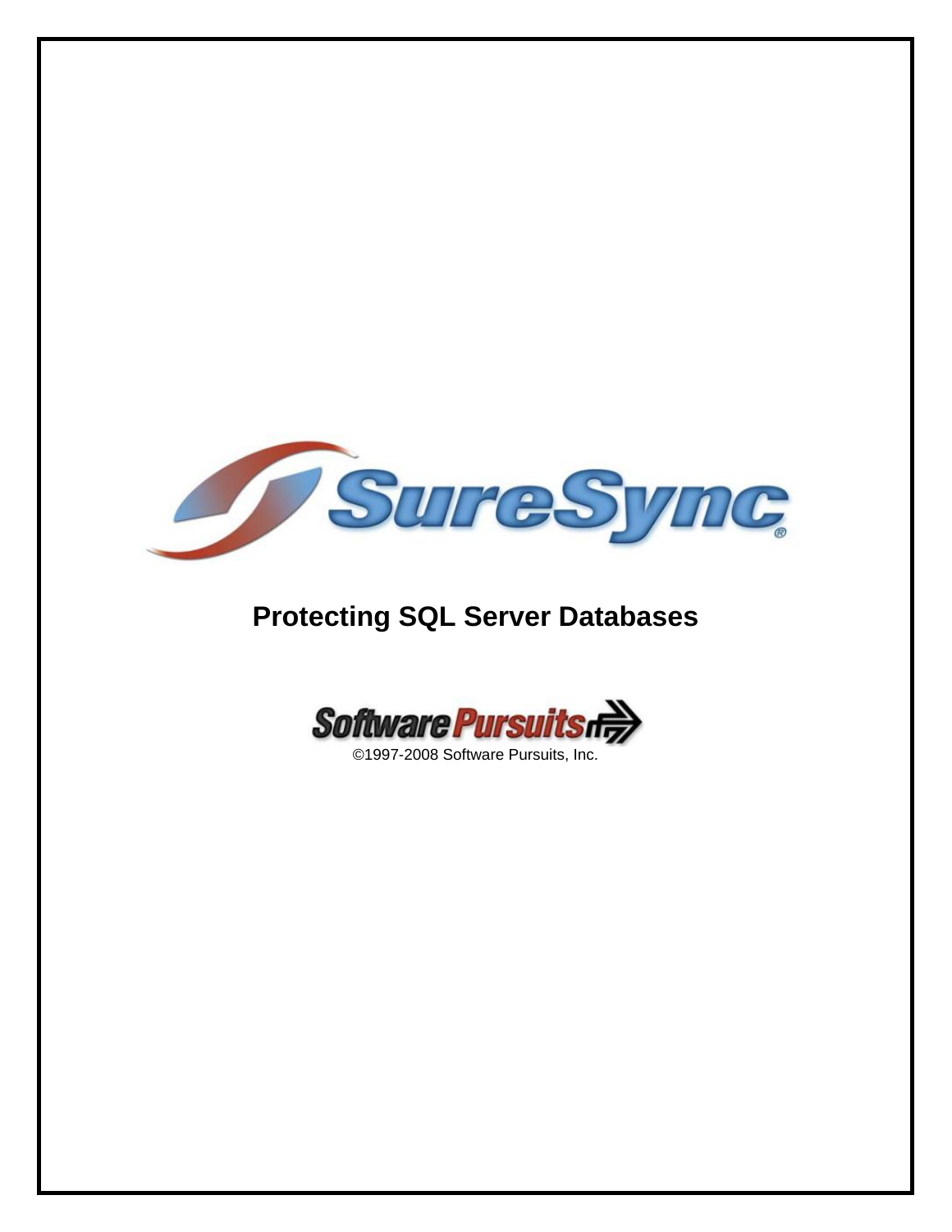# SureSync®

## Protecting SQL Server Databases

Software Pursuits

©1997-2008 Software Pursuits, Inc.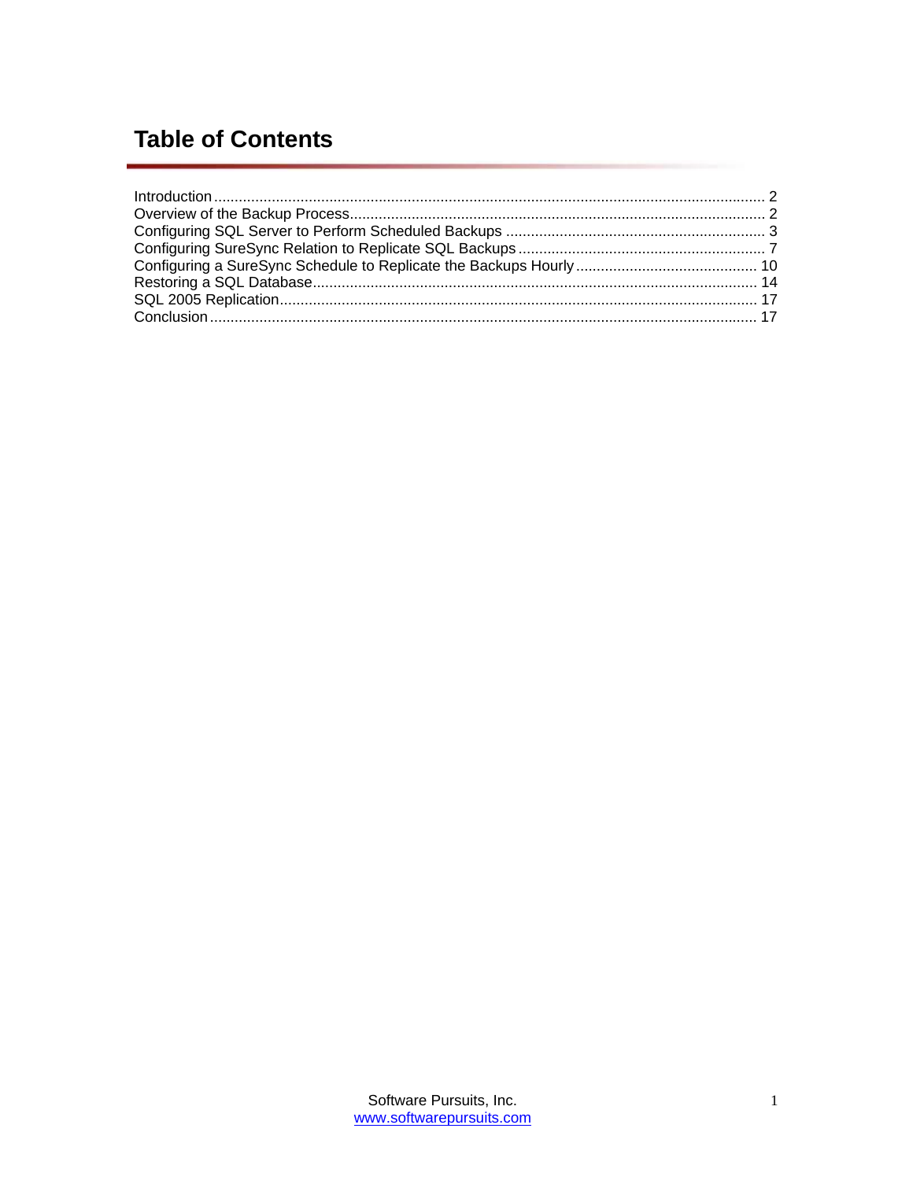# Table of Contents

Introduction ..................................................................................................................................... 2
Overview of the Backup Process.................................................................................................... 2
Configuring SQL Server to Perform Scheduled Backups ............................................................... 3
Configuring SureSync Relation to Replicate SQL Backups ............................................................ 7
Configuring a SureSync Schedule to Replicate the Backups Hourly ............................................ 10
Restoring a SQL Database........................................................................................................... 14
SQL 2005 Replication................................................................................................................... 17
Conclusion .................................................................................................................................... 17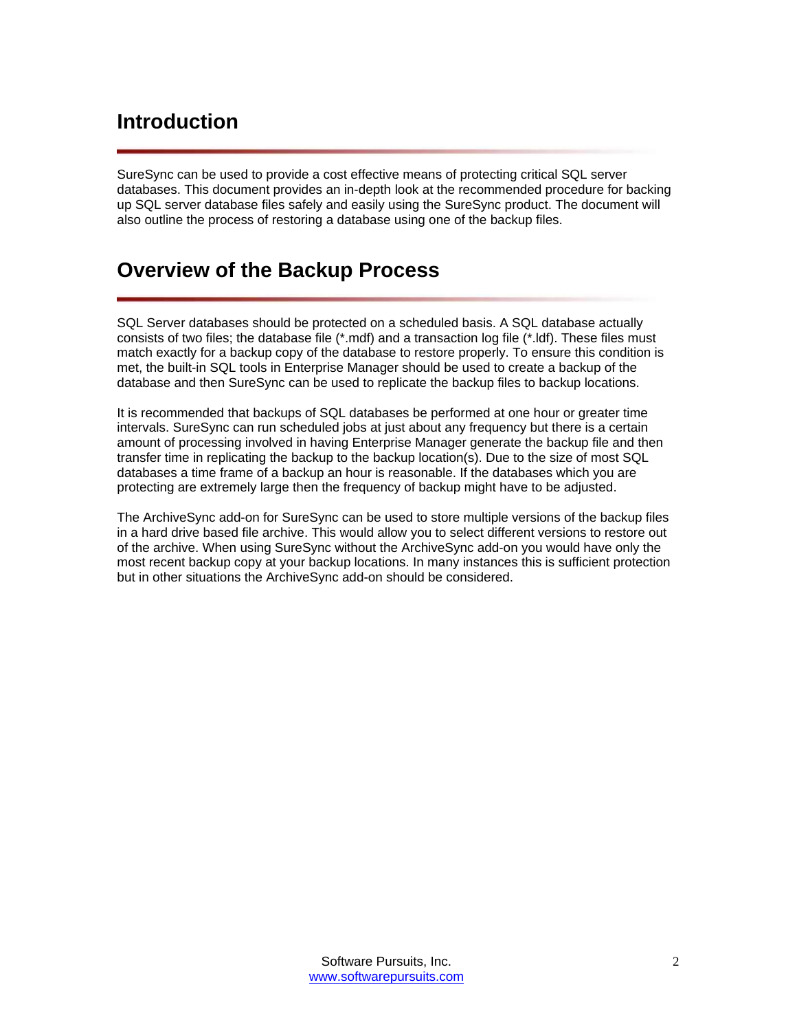## Introduction

SureSync can be used to provide a cost effective means of protecting critical SQL server databases. This document provides an in-depth look at the recommended procedure for backing up SQL server database files safely and easily using the SureSync product. The document will also outline the process of restoring a database using one of the backup files.

## Overview of the Backup Process

SQL Server databases should be protected on a scheduled basis. A SQL database actually consists of two files; the database file (*.mdf) and a transaction log file (*.ldf). These files must match exactly for a backup copy of the database to restore properly. To ensure this condition is met, the built-in SQL tools in Enterprise Manager should be used to create a backup of the database and then SureSync can be used to replicate the backup files to backup locations.

It is recommended that backups of SQL databases be performed at one hour or greater time intervals. SureSync can run scheduled jobs at just about any frequency but there is a certain amount of processing involved in having Enterprise Manager generate the backup file and then transfer time in replicating the backup to the backup location(s). Due to the size of most SQL databases a time frame of a backup an hour is reasonable. If the databases which you are protecting are extremely large then the frequency of backup might have to be adjusted.

The ArchiveSync add-on for SureSync can be used to store multiple versions of the backup files in a hard drive based file archive. This would allow you to select different versions to restore out of the archive. When using SureSync without the ArchiveSync add-on you would have only the most recent backup copy at your backup locations. In many instances this is sufficient protection but in other situations the ArchiveSync add-on should be considered.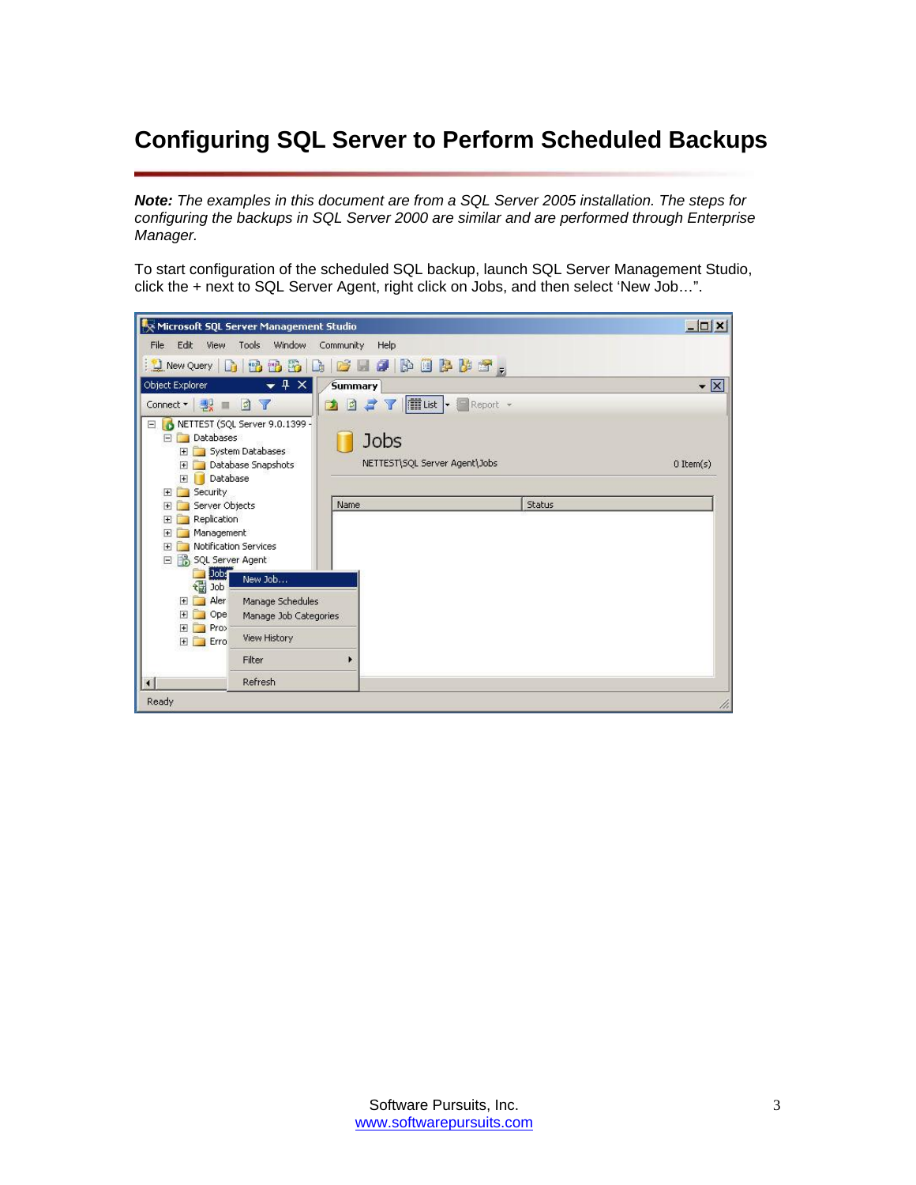# Configuring SQL Server to Perform Scheduled Backups

***Note:** The examples in this document are from a SQL Server 2005 installation. The steps for configuring the backups in SQL Server 2000 are similar and are performed through Enterprise Manager.*

To start configuration of the scheduled SQL backup, launch SQL Server Management Studio, click the + next to SQL Server Agent, right click on Jobs, and then select 'New Job…".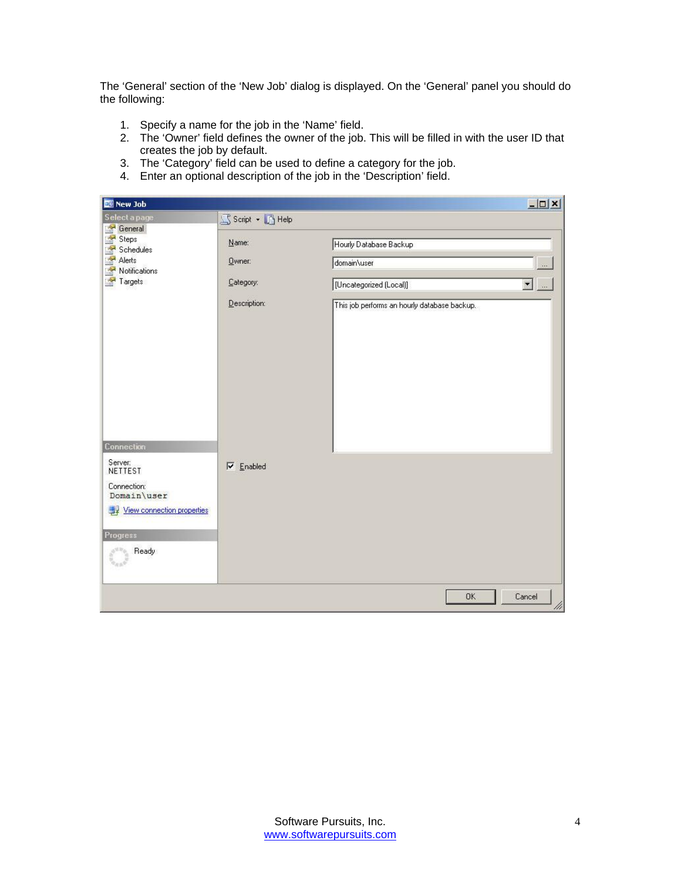The 'General' section of the 'New Job' dialog is displayed. On the 'General' panel you should do the following:

1. Specify a name for the job in the 'Name' field.
2. The 'Owner' field defines the owner of the job. This will be filled in with the user ID that creates the job by default.
3. The 'Category' field can be used to define a category for the job.
4. Enter an optional description of the job in the 'Description' field.

Software Pursuits, Inc.
www.softwarepursuits.com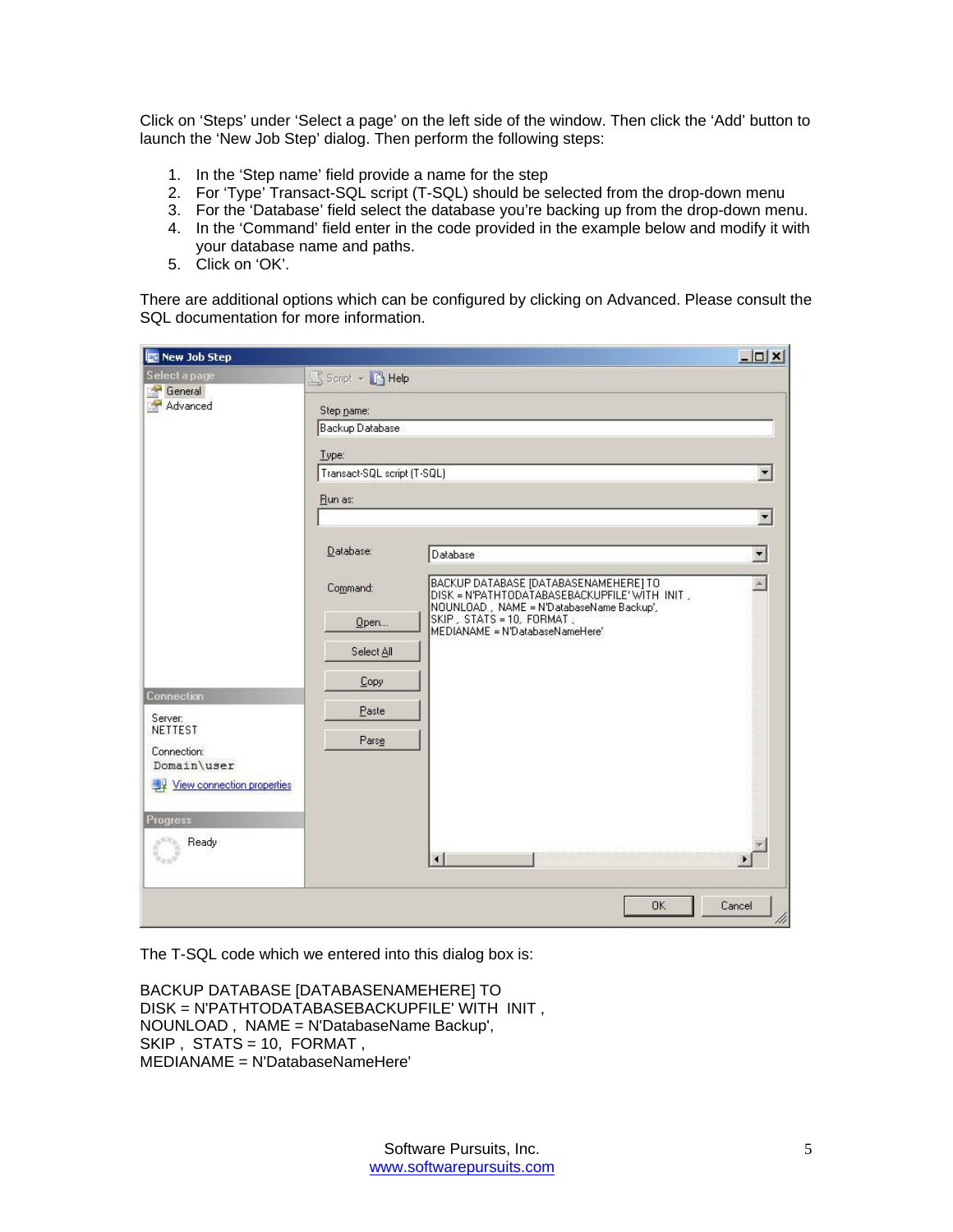Click on 'Steps' under 'Select a page' on the left side of the window. Then click the 'Add' button to launch the 'New Job Step' dialog. Then perform the following steps:

1. In the 'Step name' field provide a name for the step
2. For 'Type' Transact-SQL script (T-SQL) should be selected from the drop-down menu
3. For the 'Database' field select the database you're backing up from the drop-down menu.
4. In the 'Command' field enter in the code provided in the example below and modify it with your database name and paths.
5. Click on 'OK'.

There are additional options which can be configured by clicking on Advanced. Please consult the SQL documentation for more information.

The T-SQL code which we entered into this dialog box is:

```
BACKUP DATABASE [DATABASENAMEHERE] TO
DISK = N'PATHTODATABASEBACKUPFILE' WITH  INIT ,
NOUNLOAD ,  NAME = N'DatabaseName Backup',
SKIP ,  STATS = 10,  FORMAT ,
MEDIANAME = N'DatabaseNameHere'
```

Software Pursuits, Inc.
www.softwarepursuits.com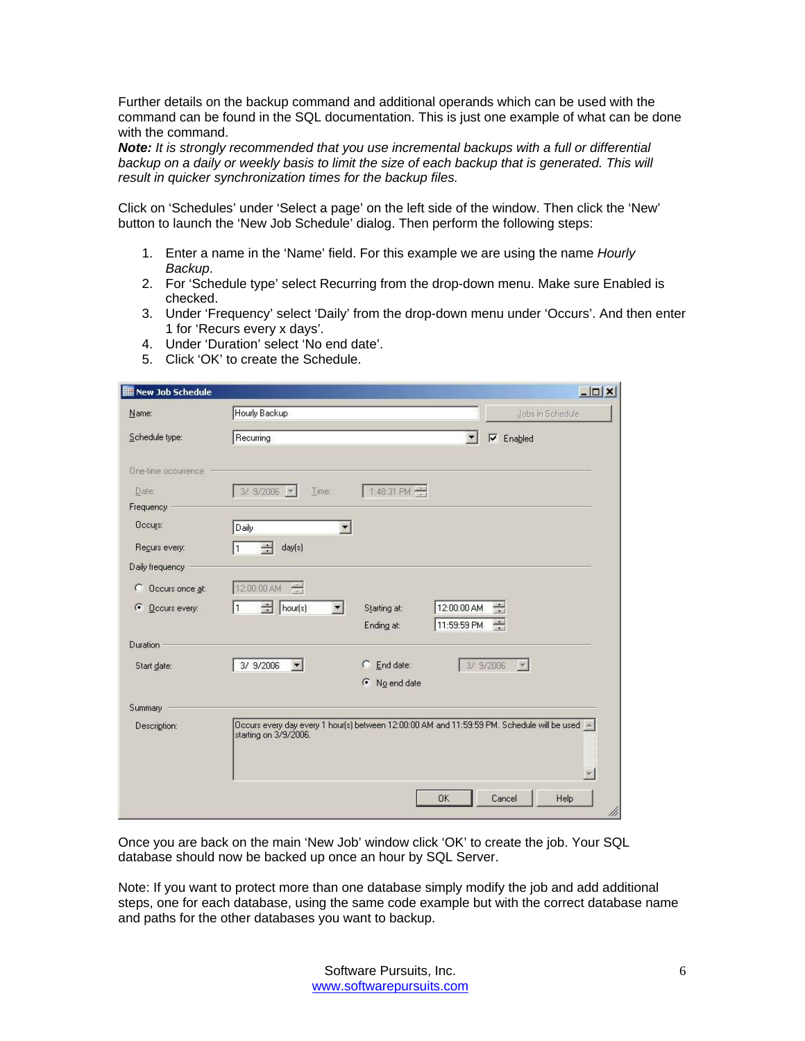Further details on the backup command and additional operands which can be used with the command can be found in the SQL documentation. This is just one example of what can be done with the command.

***Note:*** *It is strongly recommended that you use incremental backups with a full or differential backup on a daily or weekly basis to limit the size of each backup that is generated. This will result in quicker synchronization times for the backup files.*

Click on 'Schedules' under 'Select a page' on the left side of the window. Then click the 'New' button to launch the 'New Job Schedule' dialog. Then perform the following steps:

1. Enter a name in the 'Name' field. For this example we are using the name *Hourly Backup*.
2. For 'Schedule type' select Recurring from the drop-down menu. Make sure Enabled is checked.
3. Under 'Frequency' select 'Daily' from the drop-down menu under 'Occurs'. And then enter 1 for 'Recurs every x days'.
4. Under 'Duration' select 'No end date'.
5. Click 'OK' to create the Schedule.

Once you are back on the main 'New Job' window click 'OK' to create the job. Your SQL database should now be backed up once an hour by SQL Server.

Note: If you want to protect more than one database simply modify the job and add additional steps, one for each database, using the same code example but with the correct database name and paths for the other databases you want to backup.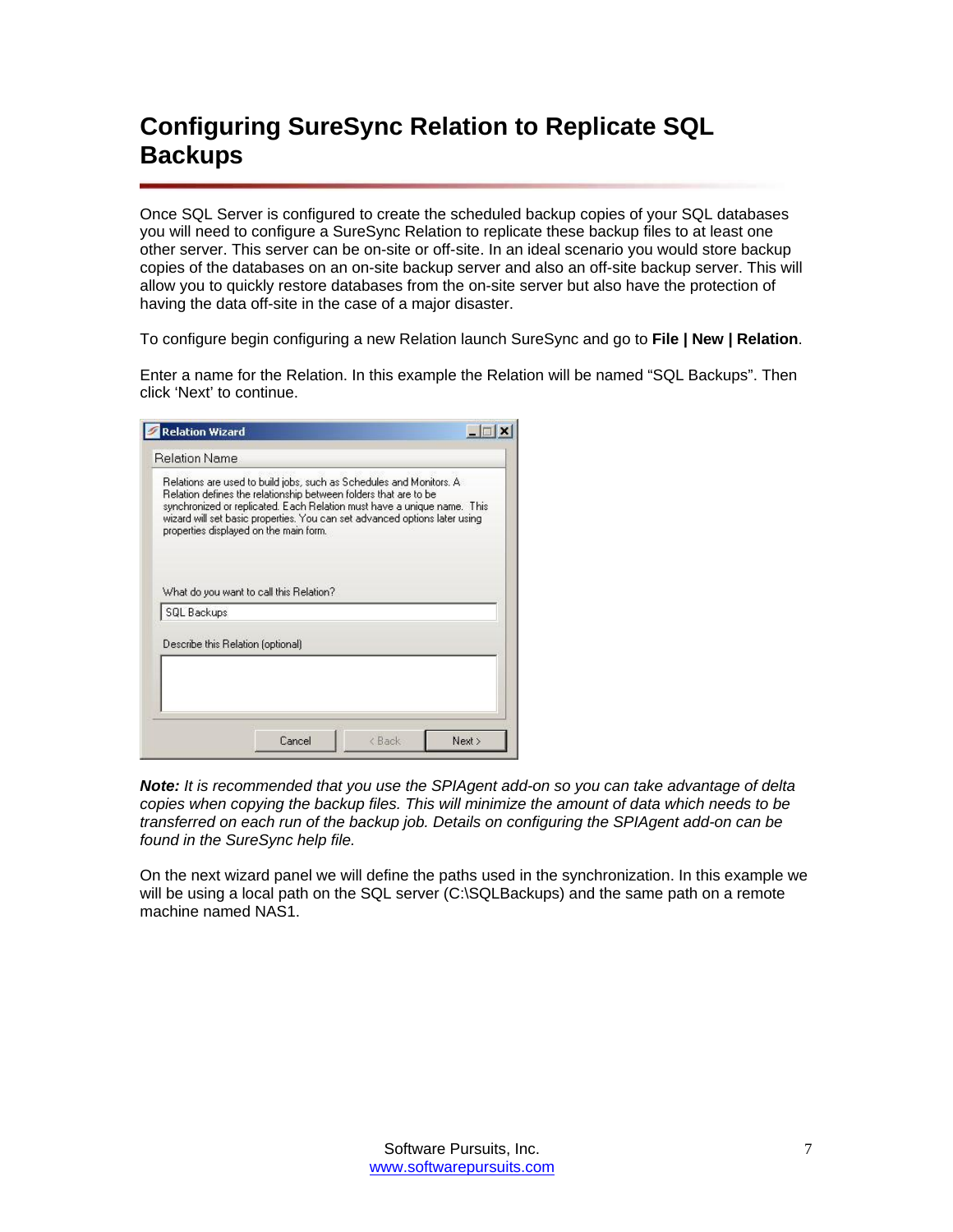# Configuring SureSync Relation to Replicate SQL Backups

Once SQL Server is configured to create the scheduled backup copies of your SQL databases you will need to configure a SureSync Relation to replicate these backup files to at least one other server. This server can be on-site or off-site. In an ideal scenario you would store backup copies of the databases on an on-site backup server and also an off-site backup server. This will allow you to quickly restore databases from the on-site server but also have the protection of having the data off-site in the case of a major disaster.

To configure begin configuring a new Relation launch SureSync and go to **File | New | Relation**.

Enter a name for the Relation. In this example the Relation will be named “SQL Backups”. Then click ‘Next’ to continue.

***Note:*** *It is recommended that you use the SPIAgent add-on so you can take advantage of delta copies when copying the backup files. This will minimize the amount of data which needs to be transferred on each run of the backup job. Details on configuring the SPIAgent add-on can be found in the SureSync help file.*

On the next wizard panel we will define the paths used in the synchronization. In this example we will be using a local path on the SQL server (C:\SQLBackups) and the same path on a remote machine named NAS1.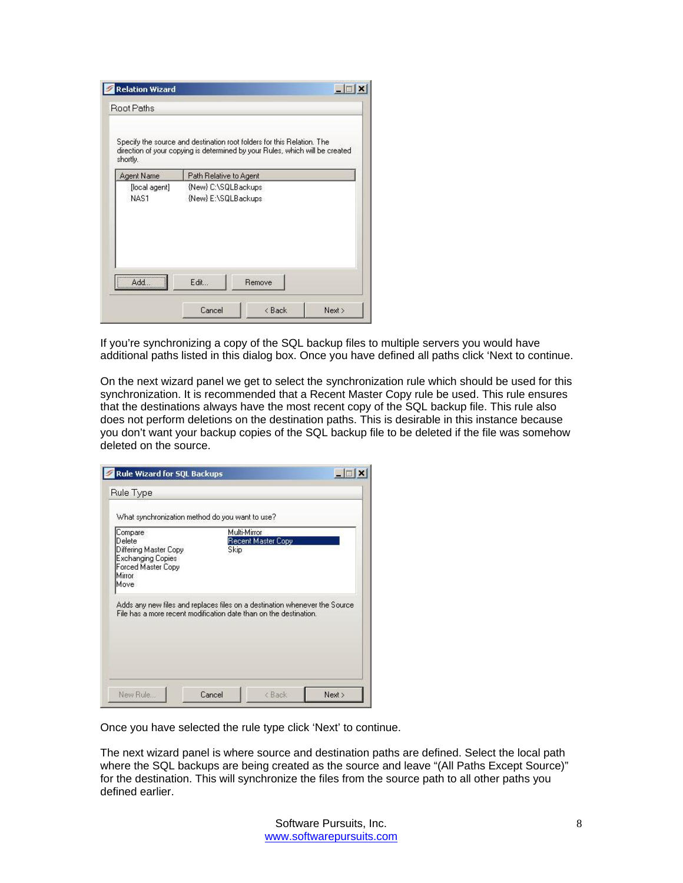If you're synchronizing a copy of the SQL backup files to multiple servers you would have additional paths listed in this dialog box. Once you have defined all paths click 'Next to continue.

On the next wizard panel we get to select the synchronization rule which should be used for this synchronization. It is recommended that a Recent Master Copy rule be used. This rule ensures that the destinations always have the most recent copy of the SQL backup file. This rule also does not perform deletions on the destination paths. This is desirable in this instance because you don't want your backup copies of the SQL backup file to be deleted if the file was somehow deleted on the source.

Once you have selected the rule type click 'Next' to continue.

The next wizard panel is where source and destination paths are defined. Select the local path where the SQL backups are being created as the source and leave "(All Paths Except Source)" for the destination. This will synchronize the files from the source path to all other paths you defined earlier.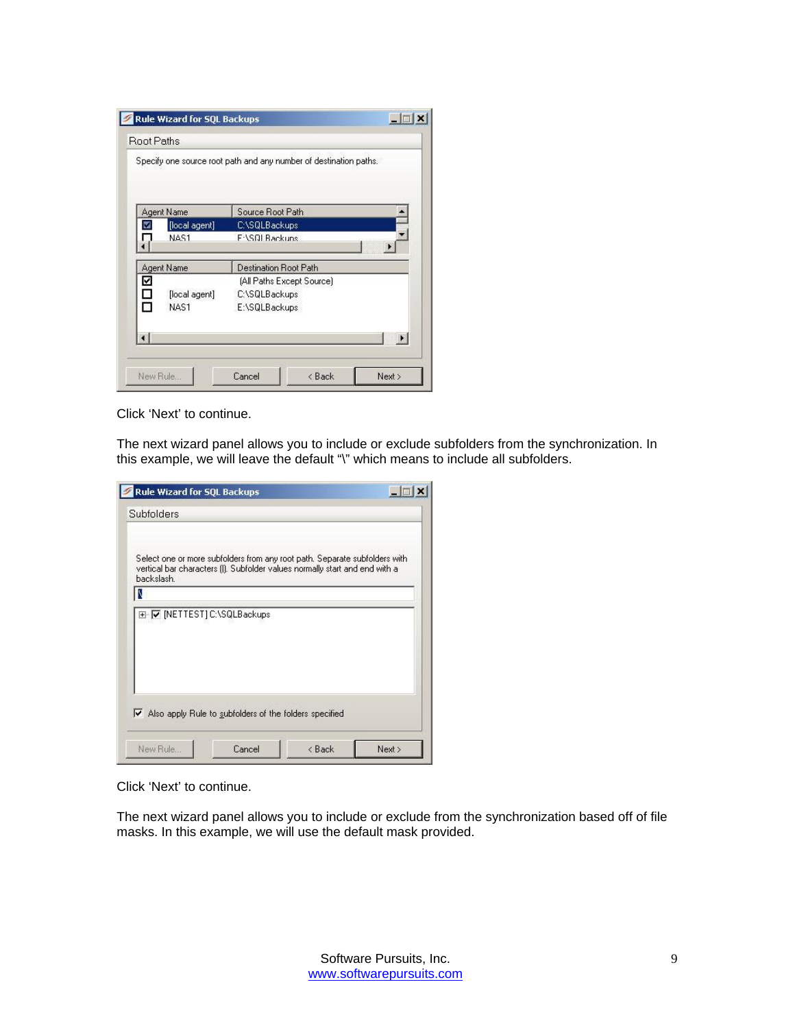Click 'Next' to continue.

The next wizard panel allows you to include or exclude subfolders from the synchronization. In this example, we will leave the default "\" which means to include all subfolders.

Click 'Next' to continue.

The next wizard panel allows you to include or exclude from the synchronization based off of file masks. In this example, we will use the default mask provided.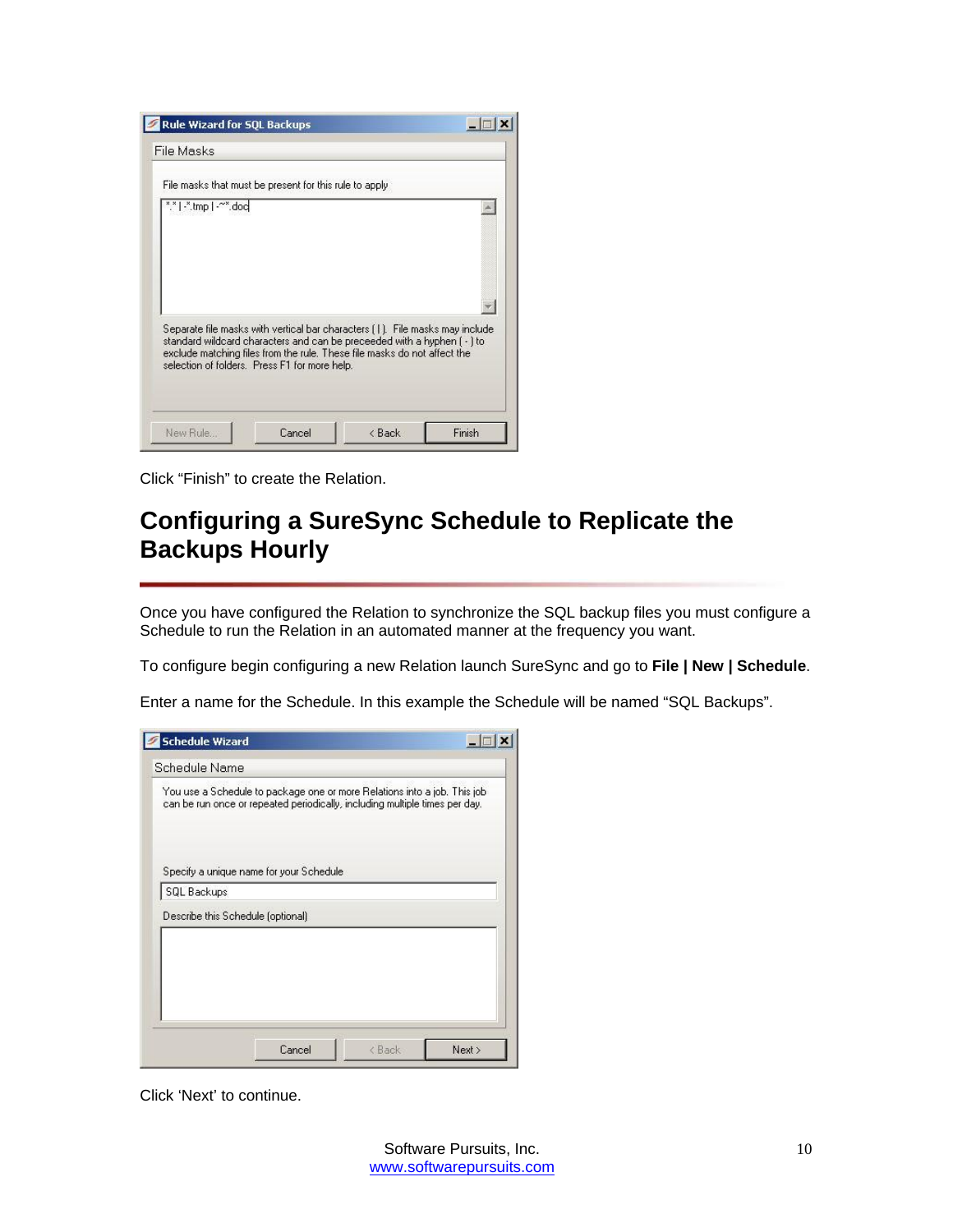Click "Finish" to create the Relation.

# Configuring a SureSync Schedule to Replicate the Backups Hourly

Once you have configured the Relation to synchronize the SQL backup files you must configure a Schedule to run the Relation in an automated manner at the frequency you want.

To configure begin configuring a new Relation launch SureSync and go to **File | New | Schedule**.

Enter a name for the Schedule. In this example the Schedule will be named "SQL Backups".

Click 'Next' to continue.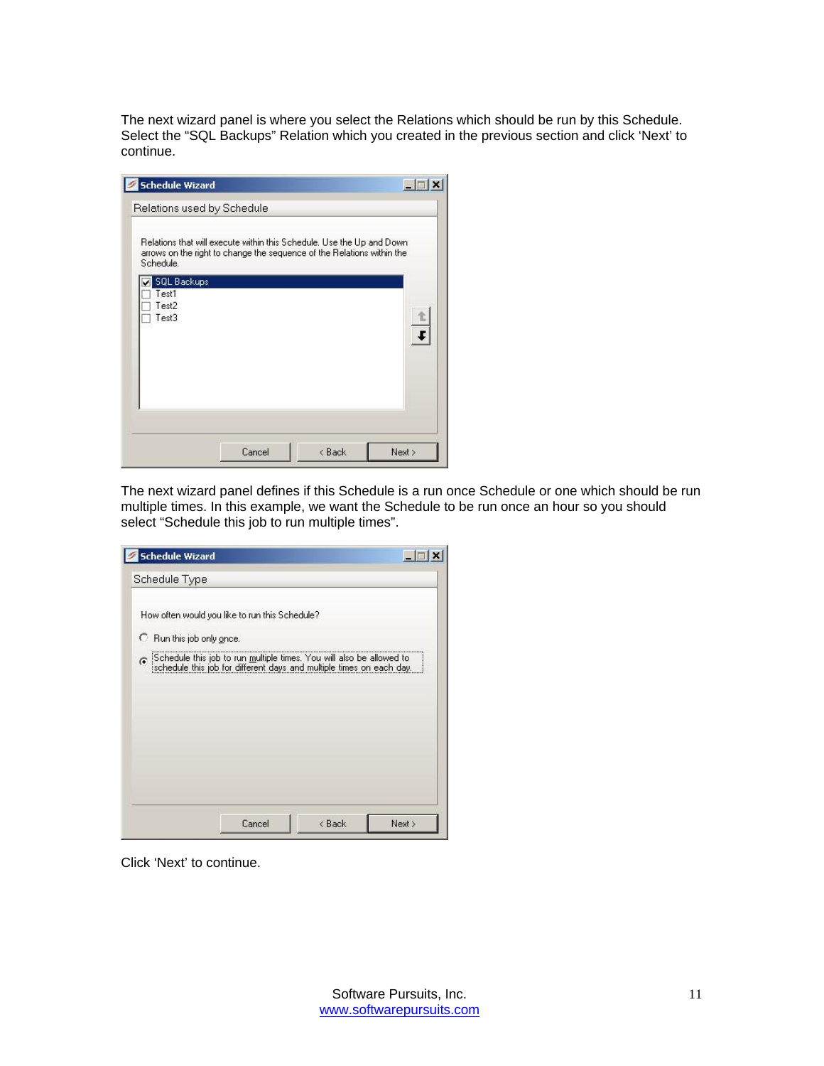The next wizard panel is where you select the Relations which should be run by this Schedule. Select the "SQL Backups" Relation which you created in the previous section and click 'Next' to continue.

The next wizard panel defines if this Schedule is a run once Schedule or one which should be run multiple times. In this example, we want the Schedule to be run once an hour so you should select "Schedule this job to run multiple times".

Click 'Next' to continue.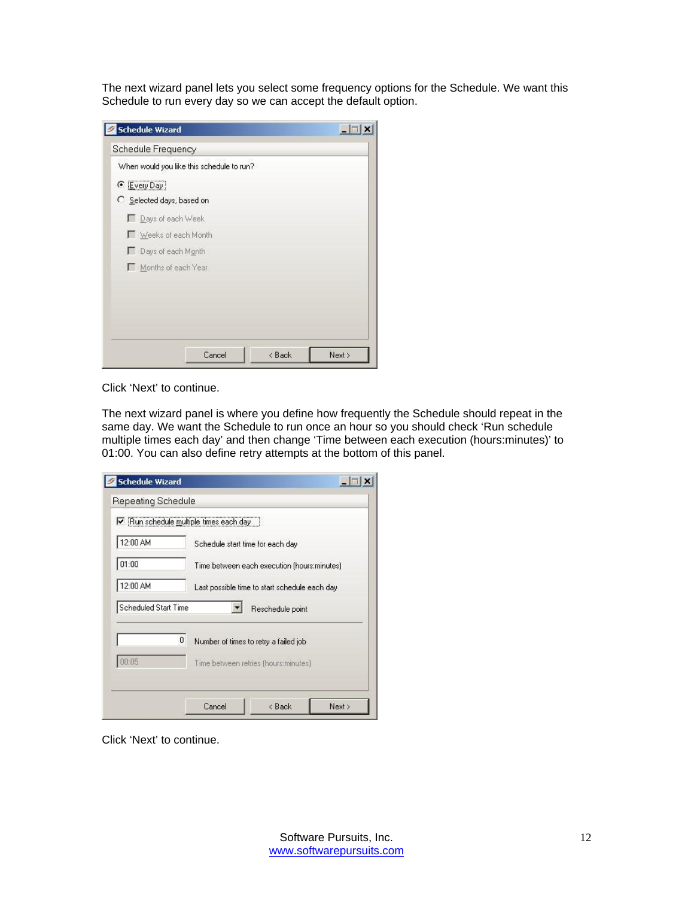The next wizard panel lets you select some frequency options for the Schedule. We want this Schedule to run every day so we can accept the default option.

Click 'Next' to continue.

The next wizard panel is where you define how frequently the Schedule should repeat in the same day. We want the Schedule to run once an hour so you should check 'Run schedule multiple times each day' and then change 'Time between each execution (hours:minutes)' to 01:00. You can also define retry attempts at the bottom of this panel.

Click 'Next' to continue.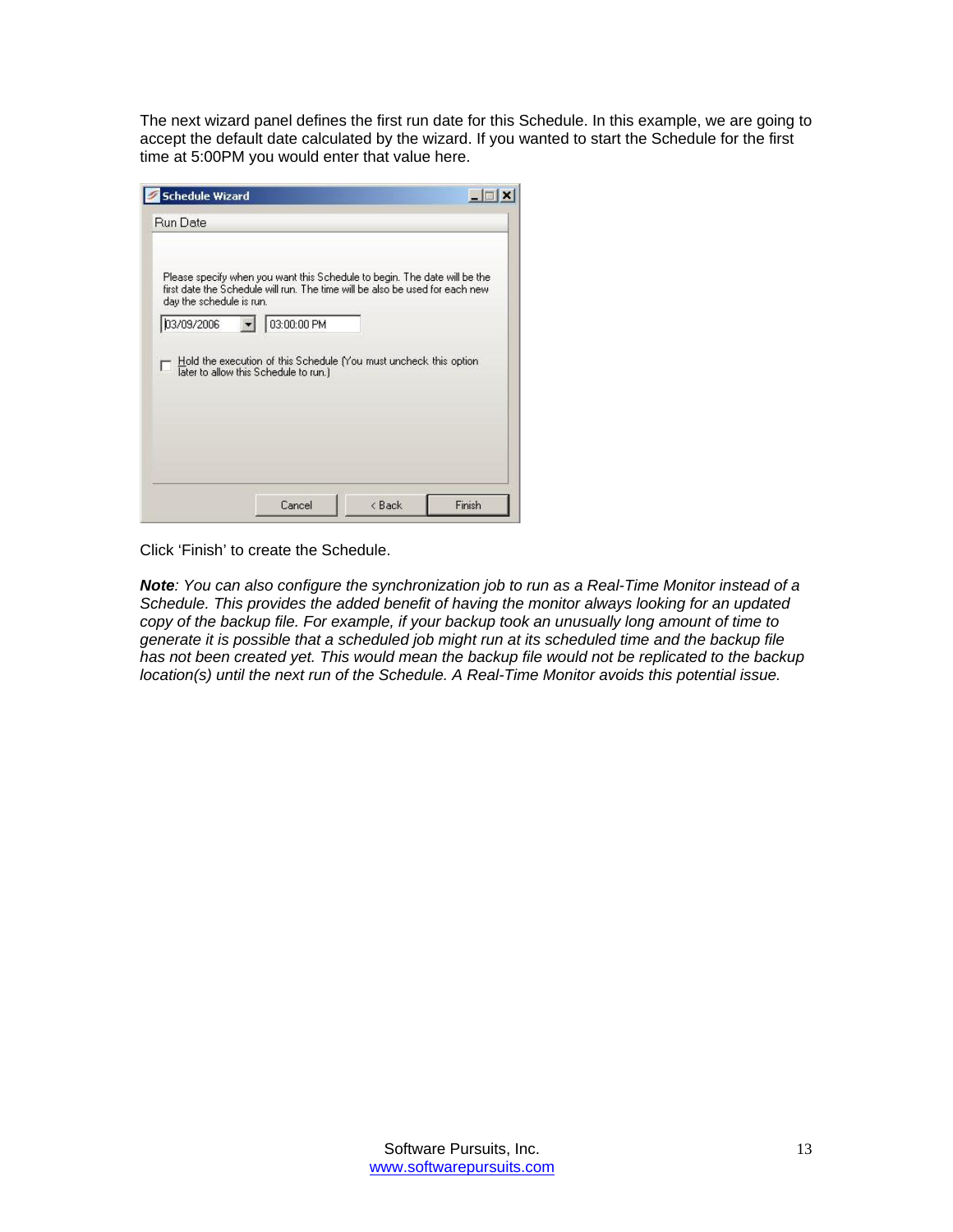The next wizard panel defines the first run date for this Schedule. In this example, we are going to accept the default date calculated by the wizard. If you wanted to start the Schedule for the first time at 5:00PM you would enter that value here.

Click 'Finish' to create the Schedule.

***Note**: You can also configure the synchronization job to run as a Real-Time Monitor instead of a Schedule. This provides the added benefit of having the monitor always looking for an updated copy of the backup file. For example, if your backup took an unusually long amount of time to generate it is possible that a scheduled job might run at its scheduled time and the backup file has not been created yet. This would mean the backup file would not be replicated to the backup location(s) until the next run of the Schedule. A Real-Time Monitor avoids this potential issue.*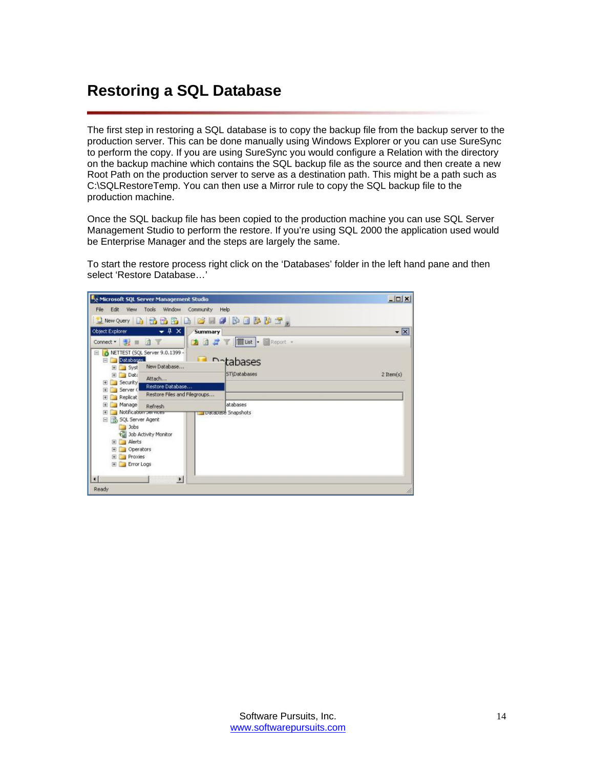# Restoring a SQL Database

The first step in restoring a SQL database is to copy the backup file from the backup server to the production server. This can be done manually using Windows Explorer or you can use SureSync to perform the copy. If you are using SureSync you would configure a Relation with the directory on the backup machine which contains the SQL backup file as the source and then create a new Root Path on the production server to serve as a destination path. This might be a path such as C:\SQLRestoreTemp. You can then use a Mirror rule to copy the SQL backup file to the production machine.

Once the SQL backup file has been copied to the production machine you can use SQL Server Management Studio to perform the restore. If you're using SQL 2000 the application used would be Enterprise Manager and the steps are largely the same.

To start the restore process right click on the 'Databases' folder in the left hand pane and then select 'Restore Database…'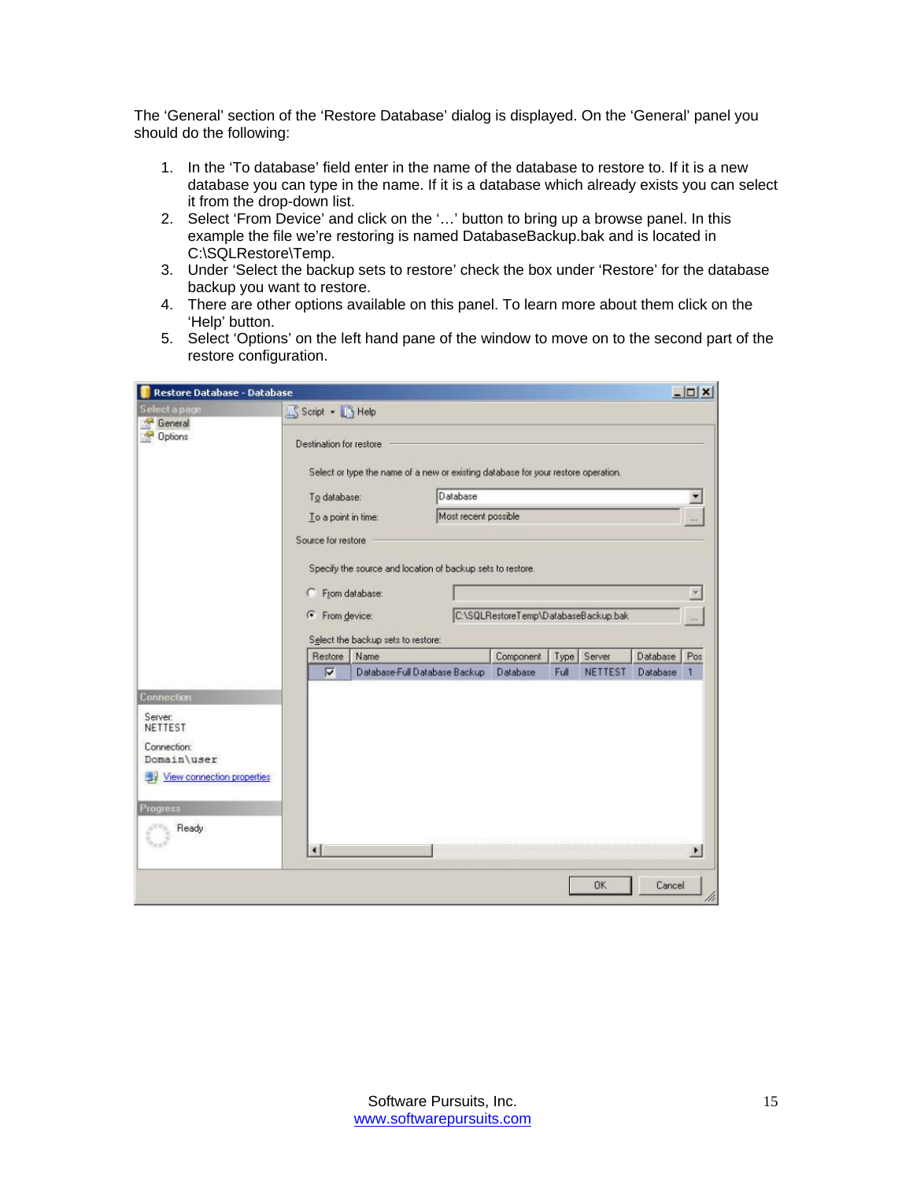The 'General' section of the 'Restore Database' dialog is displayed. On the 'General' panel you should do the following:

1. In the 'To database' field enter in the name of the database to restore to. If it is a new database you can type in the name. If it is a database which already exists you can select it from the drop-down list.
2. Select 'From Device' and click on the '…' button to bring up a browse panel. In this example the file we're restoring is named DatabaseBackup.bak and is located in C:\SQLRestore\Temp.
3. Under 'Select the backup sets to restore' check the box under 'Restore' for the database backup you want to restore.
4. There are other options available on this panel. To learn more about them click on the 'Help' button.
5. Select 'Options' on the left hand pane of the window to move on to the second part of the restore configuration.

Software Pursuits, Inc.
www.softwarepursuits.com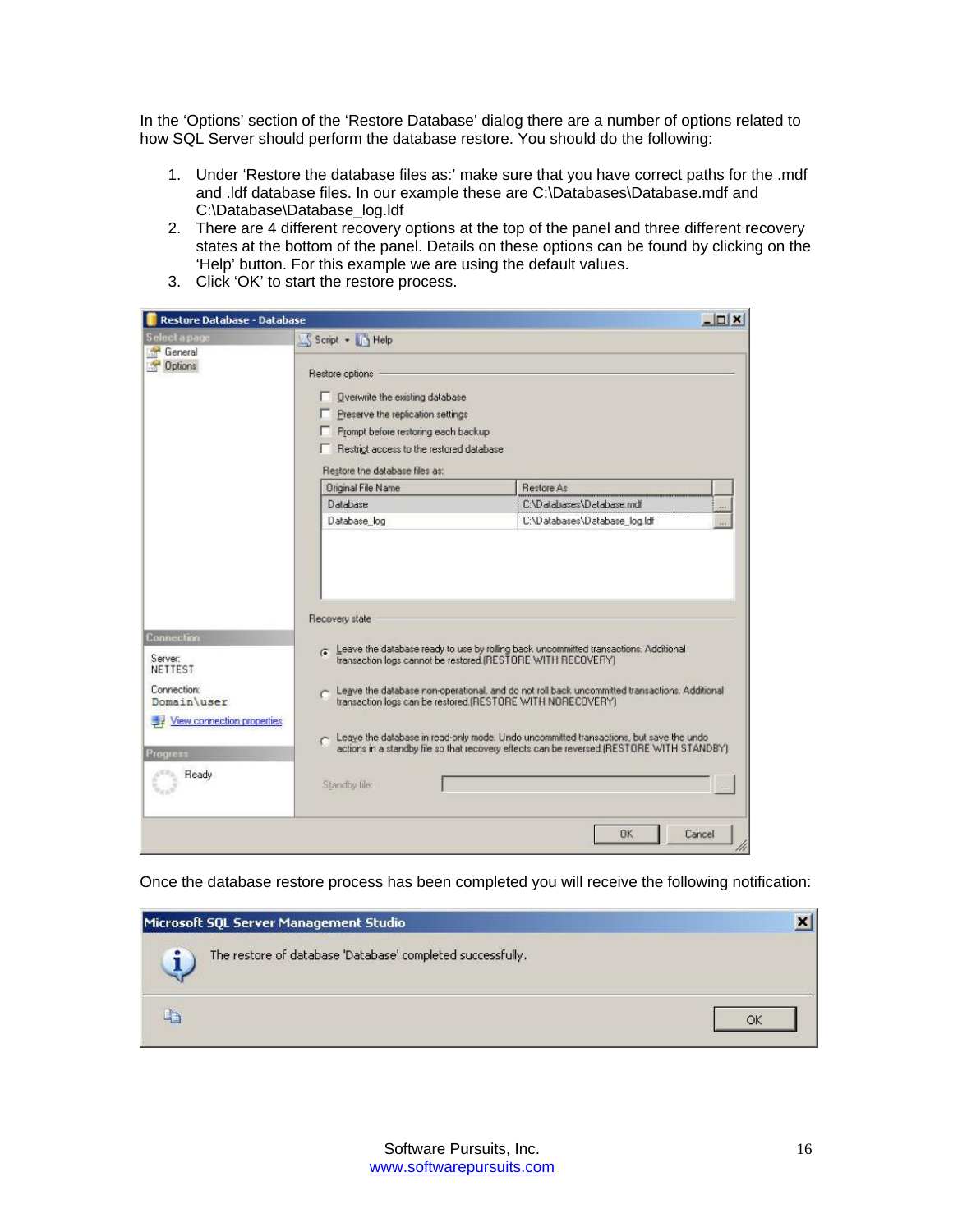In the 'Options' section of the 'Restore Database' dialog there are a number of options related to how SQL Server should perform the database restore. You should do the following:

1. Under 'Restore the database files as:' make sure that you have correct paths for the .mdf and .ldf database files. In our example these are C:\Databases\Database.mdf and C:\Database\Database_log.ldf
2. There are 4 different recovery options at the top of the panel and three different recovery states at the bottom of the panel. Details on these options can be found by clicking on the 'Help' button. For this example we are using the default values.
3. Click 'OK' to start the restore process.

Once the database restore process has been completed you will receive the following notification: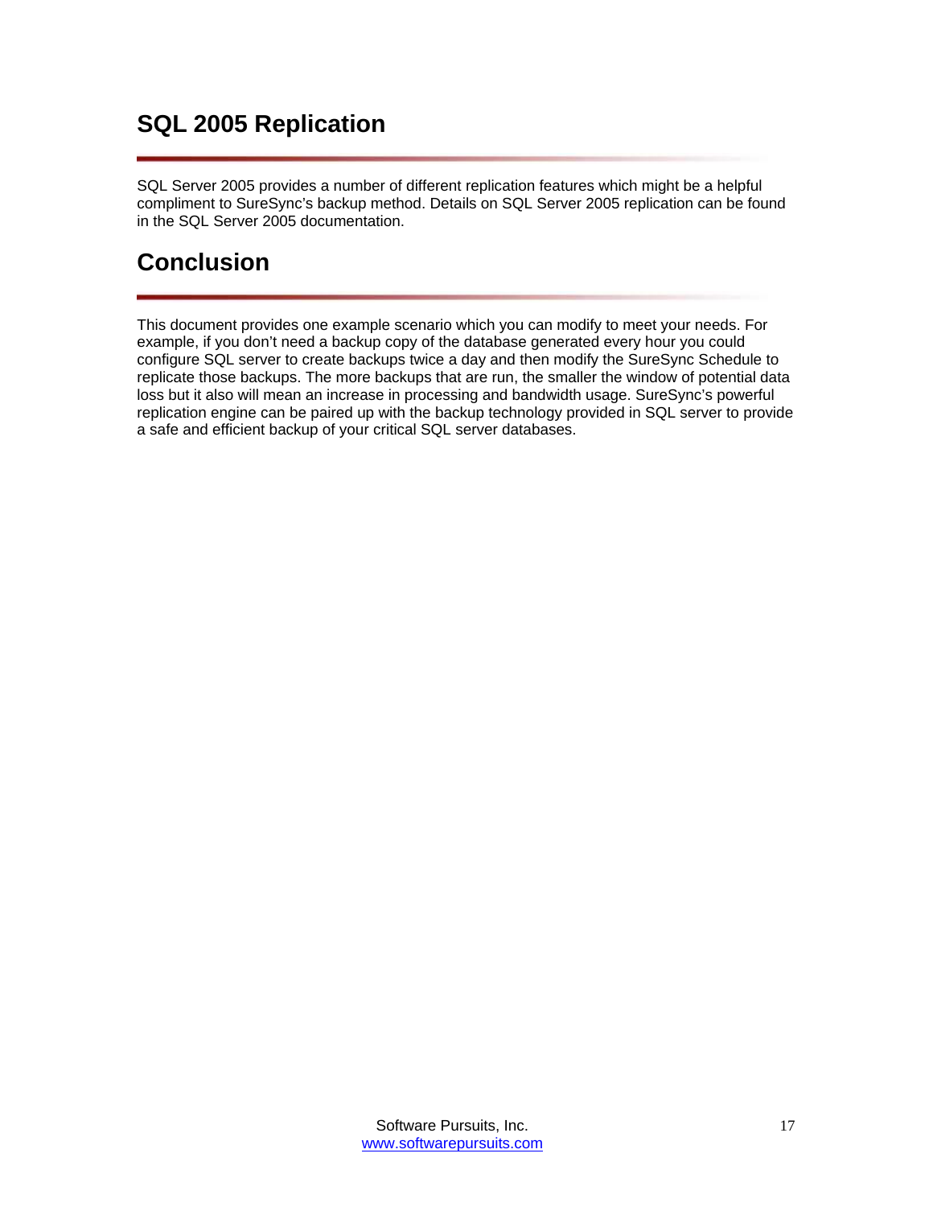## SQL 2005 Replication

SQL Server 2005 provides a number of different replication features which might be a helpful compliment to SureSync's backup method. Details on SQL Server 2005 replication can be found in the SQL Server 2005 documentation.

## Conclusion

This document provides one example scenario which you can modify to meet your needs. For example, if you don't need a backup copy of the database generated every hour you could configure SQL server to create backups twice a day and then modify the SureSync Schedule to replicate those backups. The more backups that are run, the smaller the window of potential data loss but it also will mean an increase in processing and bandwidth usage. SureSync's powerful replication engine can be paired up with the backup technology provided in SQL server to provide a safe and efficient backup of your critical SQL server databases.